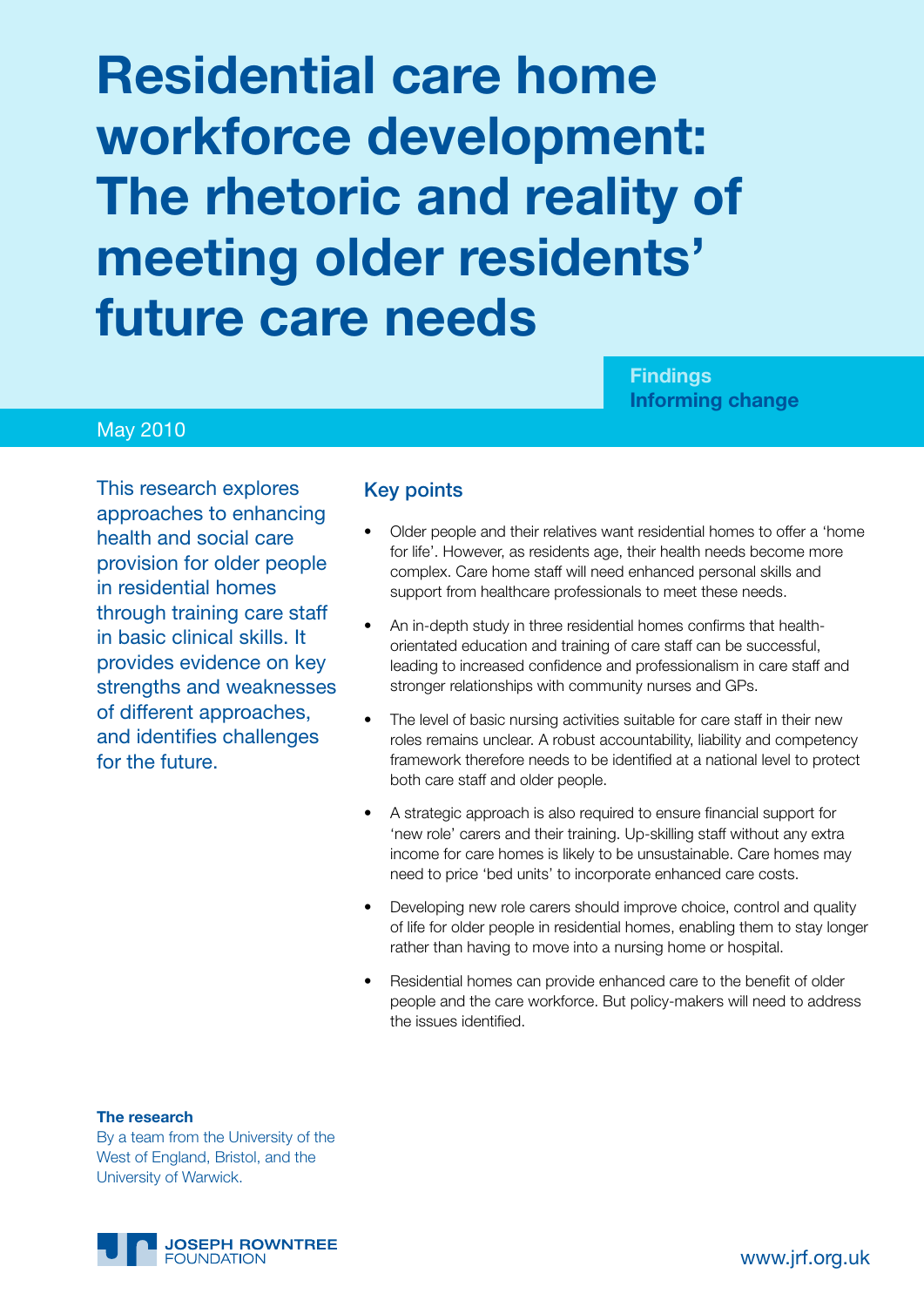# Residential care home workforce development: The rhetoric and reality of meeting older residents' future care needs

**Findings**
**Informing change**

May 2010

This research explores approaches to enhancing health and social care provision for older people in residential homes through training care staff in basic clinical skills. It provides evidence on key strengths and weaknesses of different approaches, and identifies challenges for the future.

## Key points

- Older people and their relatives want residential homes to offer a 'home for life'. However, as residents age, their health needs become more complex. Care home staff will need enhanced personal skills and support from healthcare professionals to meet these needs.
- An in-depth study in three residential homes confirms that health-orientated education and training of care staff can be successful, leading to increased confidence and professionalism in care staff and stronger relationships with community nurses and GPs.
- The level of basic nursing activities suitable for care staff in their new roles remains unclear. A robust accountability, liability and competency framework therefore needs to be identified at a national level to protect both care staff and older people.
- A strategic approach is also required to ensure financial support for 'new role' carers and their training. Up-skilling staff without any extra income for care homes is likely to be unsustainable. Care homes may need to price 'bed units' to incorporate enhanced care costs.
- Developing new role carers should improve choice, control and quality of life for older people in residential homes, enabling them to stay longer rather than having to move into a nursing home or hospital.
- Residential homes can provide enhanced care to the benefit of older people and the care workforce. But policy-makers will need to address the issues identified.

**The research**
By a team from the University of the West of England, Bristol, and the University of Warwick.

JOSEPH ROWNTREE FOUNDATION

www.jrf.org.uk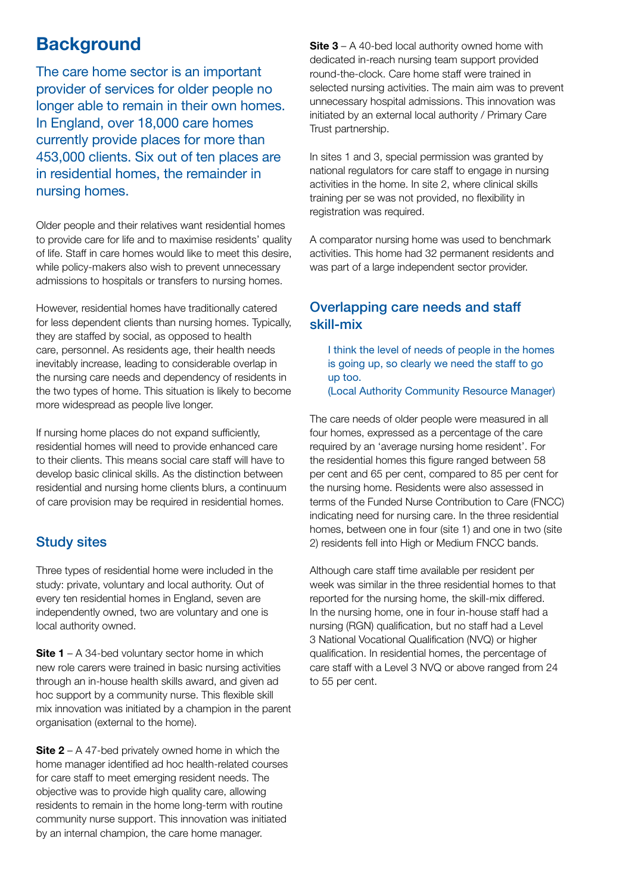# Background

The care home sector is an important provider of services for older people no longer able to remain in their own homes. In England, over 18,000 care homes currently provide places for more than 453,000 clients. Six out of ten places are in residential homes, the remainder in nursing homes.

Older people and their relatives want residential homes to provide care for life and to maximise residents' quality of life. Staff in care homes would like to meet this desire, while policy-makers also wish to prevent unnecessary admissions to hospitals or transfers to nursing homes.

However, residential homes have traditionally catered for less dependent clients than nursing homes. Typically, they are staffed by social, as opposed to health care, personnel. As residents age, their health needs inevitably increase, leading to considerable overlap in the nursing care needs and dependency of residents in the two types of home. This situation is likely to become more widespread as people live longer.

If nursing home places do not expand sufficiently, residential homes will need to provide enhanced care to their clients. This means social care staff will have to develop basic clinical skills. As the distinction between residential and nursing home clients blurs, a continuum of care provision may be required in residential homes.

## Study sites

Three types of residential home were included in the study: private, voluntary and local authority. Out of every ten residential homes in England, seven are independently owned, two are voluntary and one is local authority owned.

**Site 1** – A 34-bed voluntary sector home in which new role carers were trained in basic nursing activities through an in-house health skills award, and given ad hoc support by a community nurse. This flexible skill mix innovation was initiated by a champion in the parent organisation (external to the home).

**Site 2** – A 47-bed privately owned home in which the home manager identified ad hoc health-related courses for care staff to meet emerging resident needs. The objective was to provide high quality care, allowing residents to remain in the home long-term with routine community nurse support. This innovation was initiated by an internal champion, the care home manager.

**Site 3** – A 40-bed local authority owned home with dedicated in-reach nursing team support provided round-the-clock. Care home staff were trained in selected nursing activities. The main aim was to prevent unnecessary hospital admissions. This innovation was initiated by an external local authority / Primary Care Trust partnership.

In sites 1 and 3, special permission was granted by national regulators for care staff to engage in nursing activities in the home. In site 2, where clinical skills training per se was not provided, no flexibility in registration was required.

A comparator nursing home was used to benchmark activities. This home had 32 permanent residents and was part of a large independent sector provider.

## Overlapping care needs and staff skill-mix

> I think the level of needs of people in the homes is going up, so clearly we need the staff to go up too.
> (Local Authority Community Resource Manager)

The care needs of older people were measured in all four homes, expressed as a percentage of the care required by an 'average nursing home resident'. For the residential homes this figure ranged between 58 per cent and 65 per cent, compared to 85 per cent for the nursing home. Residents were also assessed in terms of the Funded Nurse Contribution to Care (FNCC) indicating need for nursing care. In the three residential homes, between one in four (site 1) and one in two (site 2) residents fell into High or Medium FNCC bands.

Although care staff time available per resident per week was similar in the three residential homes to that reported for the nursing home, the skill-mix differed. In the nursing home, one in four in-house staff had a nursing (RGN) qualification, but no staff had a Level 3 National Vocational Qualification (NVQ) or higher qualification. In residential homes, the percentage of care staff with a Level 3 NVQ or above ranged from 24 to 55 per cent.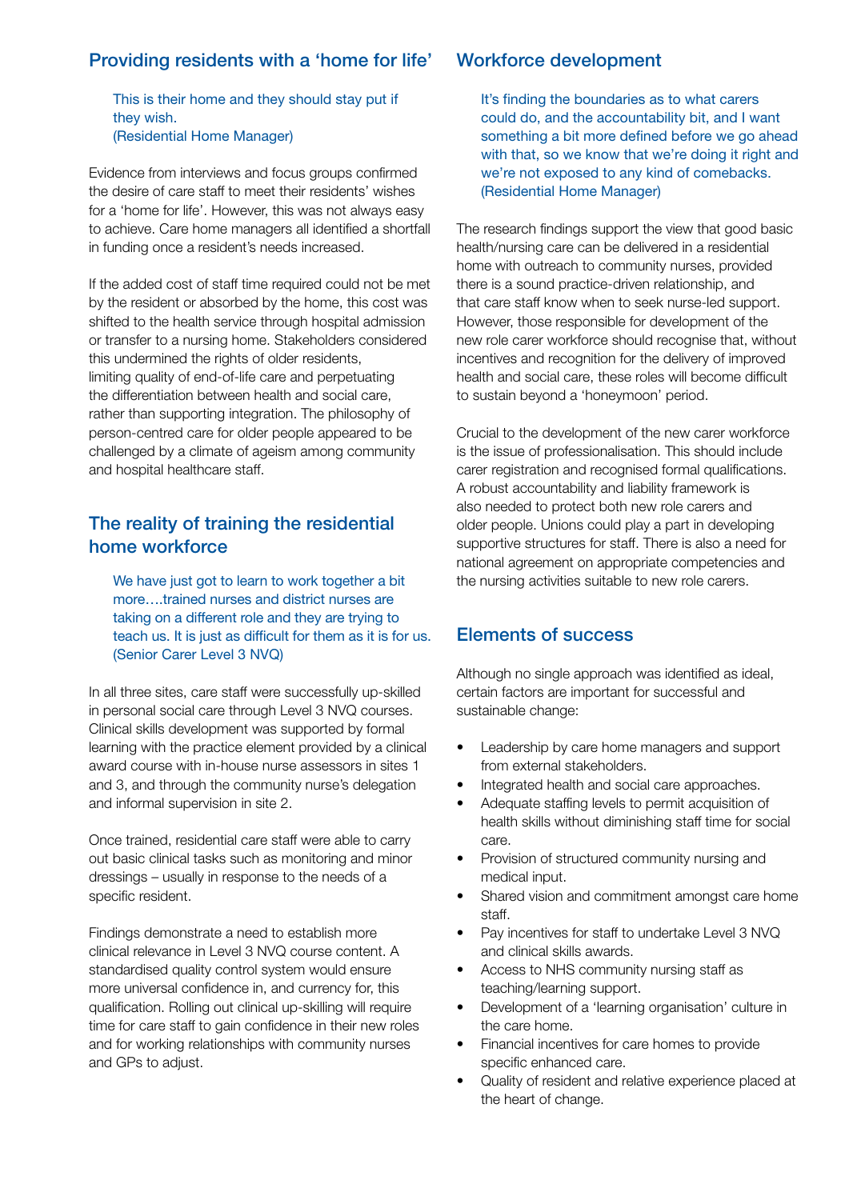## Providing residents with a 'home for life'

> This is their home and they should stay put if they wish.
> (Residential Home Manager)

Evidence from interviews and focus groups confirmed the desire of care staff to meet their residents' wishes for a 'home for life'. However, this was not always easy to achieve. Care home managers all identified a shortfall in funding once a resident's needs increased.

If the added cost of staff time required could not be met by the resident or absorbed by the home, this cost was shifted to the health service through hospital admission or transfer to a nursing home. Stakeholders considered this undermined the rights of older residents, limiting quality of end-of-life care and perpetuating the differentiation between health and social care, rather than supporting integration. The philosophy of person-centred care for older people appeared to be challenged by a climate of ageism among community and hospital healthcare staff.

## The reality of training the residential home workforce

> We have just got to learn to work together a bit more….trained nurses and district nurses are taking on a different role and they are trying to teach us. It is just as difficult for them as it is for us.
> (Senior Carer Level 3 NVQ)

In all three sites, care staff were successfully up-skilled in personal social care through Level 3 NVQ courses. Clinical skills development was supported by formal learning with the practice element provided by a clinical award course with in-house nurse assessors in sites 1 and 3, and through the community nurse's delegation and informal supervision in site 2.

Once trained, residential care staff were able to carry out basic clinical tasks such as monitoring and minor dressings – usually in response to the needs of a specific resident.

Findings demonstrate a need to establish more clinical relevance in Level 3 NVQ course content. A standardised quality control system would ensure more universal confidence in, and currency for, this qualification. Rolling out clinical up-skilling will require time for care staff to gain confidence in their new roles and for working relationships with community nurses and GPs to adjust.

## Workforce development

> It's finding the boundaries as to what carers could do, and the accountability bit, and I want something a bit more defined before we go ahead with that, so we know that we're doing it right and we're not exposed to any kind of comebacks.
> (Residential Home Manager)

The research findings support the view that good basic health/nursing care can be delivered in a residential home with outreach to community nurses, provided there is a sound practice-driven relationship, and that care staff know when to seek nurse-led support. However, those responsible for development of the new role carer workforce should recognise that, without incentives and recognition for the delivery of improved health and social care, these roles will become difficult to sustain beyond a 'honeymoon' period.

Crucial to the development of the new carer workforce is the issue of professionalisation. This should include carer registration and recognised formal qualifications. A robust accountability and liability framework is also needed to protect both new role carers and older people. Unions could play a part in developing supportive structures for staff. There is also a need for national agreement on appropriate competencies and the nursing activities suitable to new role carers.

## Elements of success

Although no single approach was identified as ideal, certain factors are important for successful and sustainable change:

- Leadership by care home managers and support from external stakeholders.
- Integrated health and social care approaches.
- Adequate staffing levels to permit acquisition of health skills without diminishing staff time for social care.
- Provision of structured community nursing and medical input.
- Shared vision and commitment amongst care home staff.
- Pay incentives for staff to undertake Level 3 NVQ and clinical skills awards.
- Access to NHS community nursing staff as teaching/learning support.
- Development of a 'learning organisation' culture in the care home.
- Financial incentives for care homes to provide specific enhanced care.
- Quality of resident and relative experience placed at the heart of change.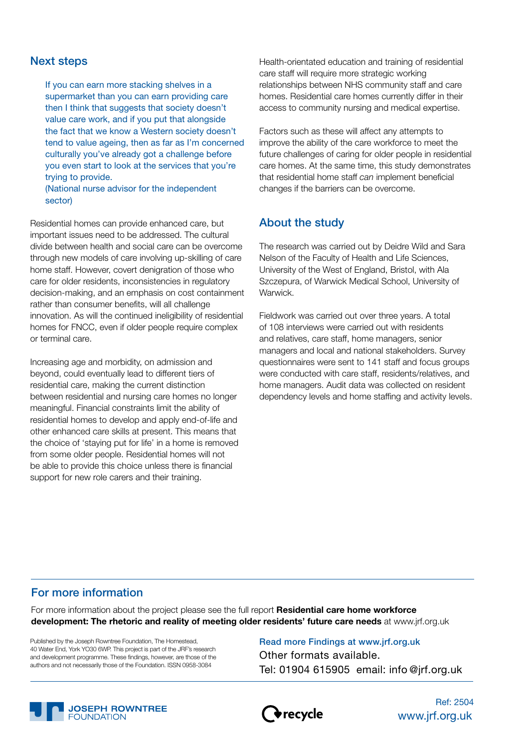## Next steps

> If you can earn more stacking shelves in a supermarket than you can earn providing care then I think that suggests that society doesn't value care work, and if you put that alongside the fact that we know a Western society doesn't tend to value ageing, then as far as I'm concerned culturally you've already got a challenge before you even start to look at the services that you're trying to provide.
> (National nurse advisor for the independent sector)

Residential homes can provide enhanced care, but important issues need to be addressed. The cultural divide between health and social care can be overcome through new models of care involving up-skilling of care home staff. However, covert denigration of those who care for older residents, inconsistencies in regulatory decision-making, and an emphasis on cost containment rather than consumer benefits, will all challenge innovation. As will the continued ineligibility of residential homes for FNCC, even if older people require complex or terminal care.

Increasing age and morbidity, on admission and beyond, could eventually lead to different tiers of residential care, making the current distinction between residential and nursing care homes no longer meaningful. Financial constraints limit the ability of residential homes to develop and apply end-of-life and other enhanced care skills at present. This means that the choice of 'staying put for life' in a home is removed from some older people. Residential homes will not be able to provide this choice unless there is financial support for new role carers and their training.

Health-orientated education and training of residential care staff will require more strategic working relationships between NHS community staff and care homes. Residential care homes currently differ in their access to community nursing and medical expertise.

Factors such as these will affect any attempts to improve the ability of the care workforce to meet the future challenges of caring for older people in residential care homes. At the same time, this study demonstrates that residential home staff *can* implement beneficial changes if the barriers can be overcome.

## About the study

The research was carried out by Deidre Wild and Sara Nelson of the Faculty of Health and Life Sciences, University of the West of England, Bristol, with Ala Szczepura, of Warwick Medical School, University of Warwick.

Fieldwork was carried out over three years. A total of 108 interviews were carried out with residents and relatives, care staff, home managers, senior managers and local and national stakeholders. Survey questionnaires were sent to 141 staff and focus groups were conducted with care staff, residents/relatives, and home managers. Audit data was collected on resident dependency levels and home staffing and activity levels.

## For more information

For more information about the project please see the full report **Residential care home workforce development: The rhetoric and reality of meeting older residents' future care needs** at www.jrf.org.uk

Published by the Joseph Rowntree Foundation, The Homestead, 40 Water End, York YO30 6WP. This project is part of the JRF's research and development programme. These findings, however, are those of the authors and not necessarily those of the Foundation. ISSN 0958-3084

Read more Findings at www.jrf.org.uk
Other formats available.
Tel: 01904 615905 email: info@jrf.org.uk

JOSEPH ROWNTREE FOUNDATION

recycle

Ref: 2504
www.jrf.org.uk